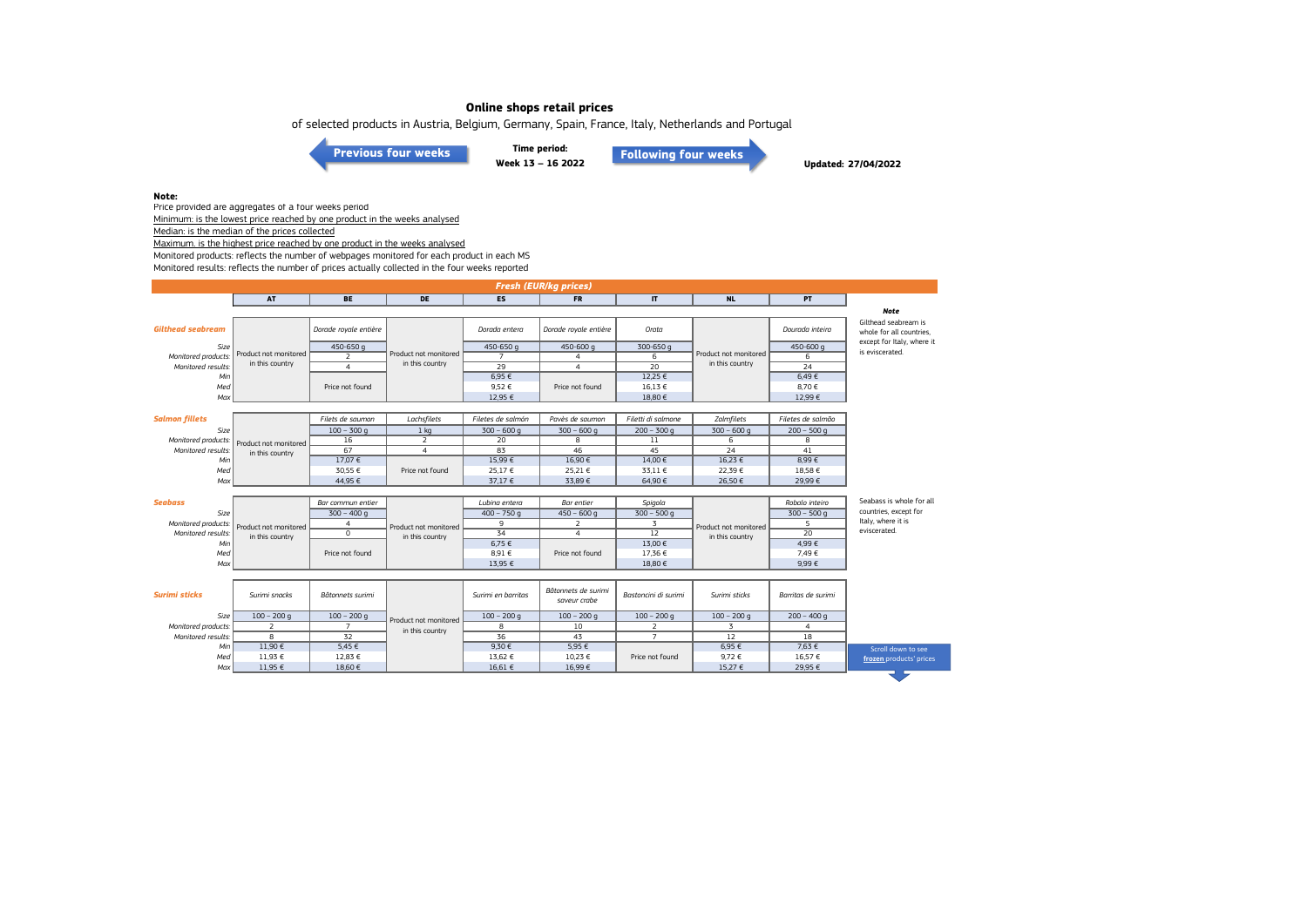# Online shops retail prices

of selected products in Austria, Belgium, Germany, Spain, France, Italy, Netherlands and Portugal

Previous four weeks

**Time period:**
**Week 13 – 16 2022**

Following four weeks

**Updated: 27/04/2022**

**Note:**

Price provided are aggregates of a four weeks period

Minimum: is the lowest price reached by one product in the weeks analysed

Median: is the median of the prices collected

Maximum: is the highest price reached by one product in the weeks analysed

Monitored products: reflects the number of webpages monitored for each product in each MS

Monitored results: reflects the number of prices actually collected in the four weeks reported

## Fresh (EUR/kg prices)

| | AT | BE | DE | ES | FR | IT | NL | PT |
|---|---|---|---|---|---|---|---|---|
| ***Gilthead seabream*** | Product not monitored in this country | *Dorade royale entière* | Product not monitored in this country | *Dorada entera* | *Dorade royale entière* | *Orata* | Product not monitored in this country | *Dourada inteira* |
| *Size* | | 450-650 g | | 450-650 g | 450-600 g | 300-650 g | | 450-600 g |
| *Monitored products:* | | 2 | | 7 | 4 | 6 | | 6 |
| *Monitored results:* | | 4 | | 29 | 4 | 20 | | 24 |
| *Min* | | Price not found | | 6,95 € | Price not found | 12,25 € | | 6,49 € |
| *Med* | | | | 9,52 € | | 16,13 € | | 8,70 € |
| *Max* | | | | 12,95 € | | 18,80 € | | 12,99 € |
| ***Salmon fillets*** | Product not monitored in this country | *Filets de saumon* | *Lachsfilets* | *Filetes de salmón* | *Pavès de saumon* | *Filetti di salmone* | *Zalmfilets* | *Filetes de salmão* |
| *Size* | | 100 – 300 g | 1 kg | 300 – 600 g | 300 – 600 g | 200 – 300 g | 300 – 600 g | 200 – 500 g |
| *Monitored products:* | | 16 | 2 | 20 | 8 | 11 | 6 | 8 |
| *Monitored results:* | | 67 | 4 | 83 | 46 | 45 | 24 | 41 |
| *Min* | | 17,07 € | Price not found | 15,99 € | 16,90 € | 14,00 € | 16,23 € | 8,99 € |
| *Med* | | 30,55 € | | 25,17 € | 25,21 € | 33,11 € | 22,39 € | 18,58 € |
| *Max* | | 44,95 € | | 37,17 € | 33,89 € | 64,90 € | 26,50 € | 29,99 € |
| ***Seabass*** | Product not monitored in this country | *Bar commun entier* | Product not monitored in this country | *Lubina entera* | *Bar entier* | *Spigola* | Product not monitored in this country | *Robalo inteiro* |
| *Size* | | 300 – 400 g | | 400 – 750 g | 450 – 600 g | 300 – 500 g | | 300 – 500 g |
| *Monitored products:* | | 4 | | 9 | 2 | 3 | | 5 |
| *Monitored results:* | | 0 | | 34 | 4 | 12 | | 20 |
| *Min* | | Price not found | | 6,75 € | Price not found | 13,00 € | | 4,99 € |
| *Med* | | | | 8,91 € | | 17,36 € | | 7,49 € |
| *Max* | | | | 13,95 € | | 18,80 € | | 9,99 € |
| ***Surimi sticks*** | *Surimi snacks* | *Bâtonnets surimi* | Product not monitored in this country | *Surimi en barritas* | *Bâtonnets de surimi saveur crabe* | *Bastoncini di surimi* | *Surimi sticks* | *Barritas de surimi* |
| *Size* | 100 – 200 g | 100 – 200 g | | 100 – 200 g | 100 – 200 g | 100 – 200 g | 100 – 200 g | 200 – 400 g |
| *Monitored products:* | 2 | 7 | | 8 | 10 | 2 | 3 | 4 |
| *Monitored results:* | 8 | 32 | | 36 | 43 | 7 | 12 | 18 |
| *Min* | 11,90 € | 5,45 € | | 9,30 € | 5,95 € | Price not found | 6,95 € | 7,63 € |
| *Med* | 11,93 € | 12,83 € | | 13,62 € | 10,23 € | | 9,72 € | 16,57 € |
| *Max* | 11,95 € | 18,60 € | | 16,61 € | 16,99 € | | 15,27 € | 29,95 € |

***Note***

Gilthead seabream is whole for all countries, except for Italy, where it is eviscerated.

Seabass is whole for all countries, except for Italy, where it is eviscerated.

Scroll down to see frozen products' prices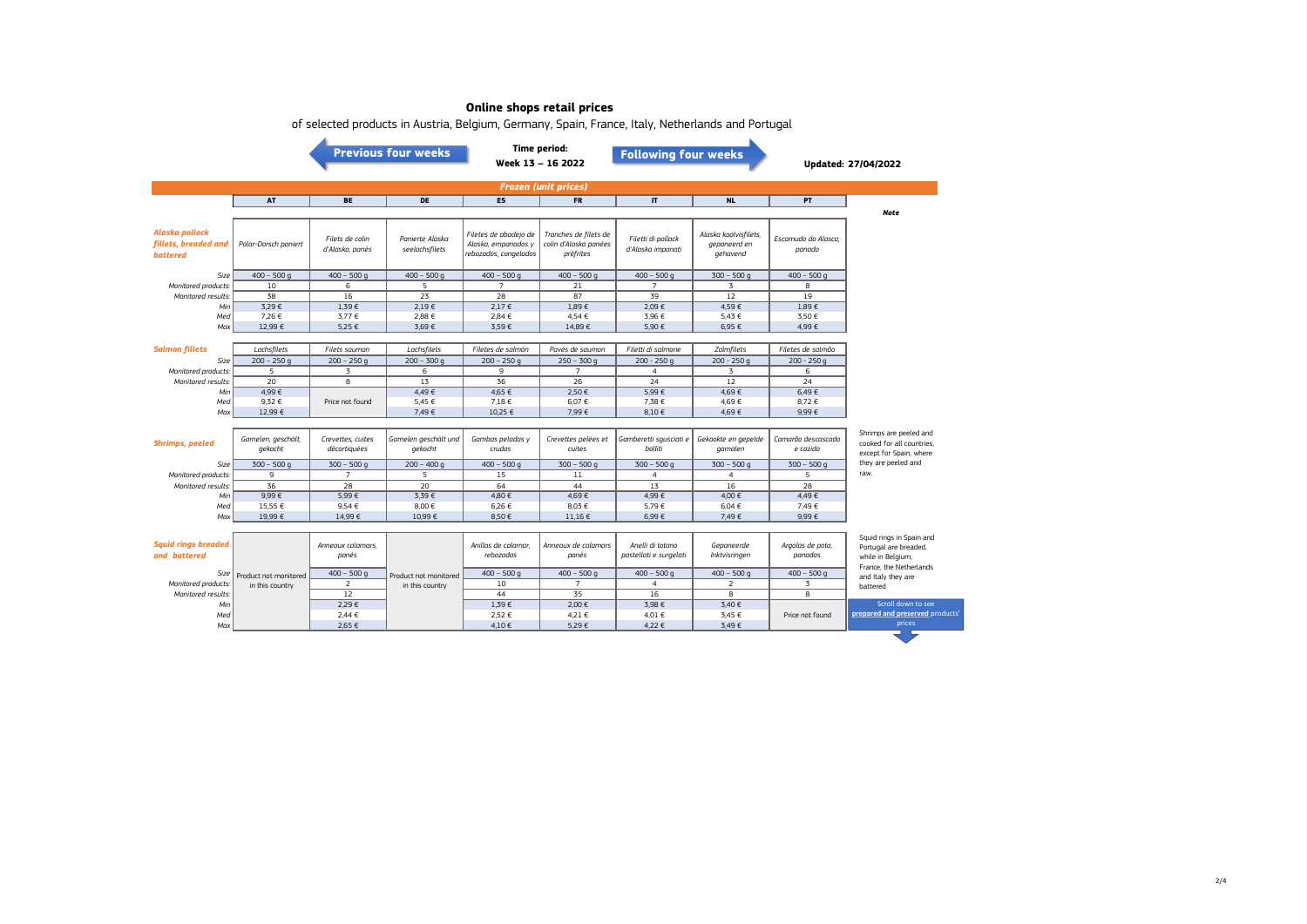# Online shops retail prices

of selected products in Austria, Belgium, Germany, Spain, France, Italy, Netherlands and Portugal

Previous four weeks | **Time period: Week 13 – 16 2022** | Following four weeks

**Updated: 27/04/2022**

## *Frozen (unit prices)*

| | AT | BE | DE | ES | FR | IT | NL | PT | Note |
|---|---|---|---|---|---|---|---|---|---|
| ***Alaska pollock fillets, breaded and battered*** | *Polar-Dorsch paniert* | *Filets de colin d'Alaska, panés* | *Panierte Alaska seelachsfilets* | *Filetes de abadejo de Alaska, empanados y rebozados, congelados* | *Tranches de filets de colin d'Alaska panées préfrites* | *Filetti di pollock d'Alaska impanati* | *Alaska koolvisfilets, gepaneerd en gehavend* | *Escamudo do Alasca, panado* | |
| *Size* | 400 – 500 g | 400 – 500 g | 400 – 500 g | 400 – 500 g | 400 – 500 g | 400 – 500 g | 300 – 500 g | 400 – 500 g | |
| *Monitored products:* | 10 | 6 | 5 | 7 | 21 | 7 | 3 | 8 | |
| *Monitored results:* | 38 | 16 | 23 | 28 | 87 | 39 | 12 | 19 | |
| *Min* | 3,29 € | 1,39 € | 2,19 € | 2,17 € | 1,89 € | 2,09 € | 4,59 € | 1,89 € | |
| *Med* | 7,26 € | 3,77 € | 2,88 € | 2,84 € | 4,54 € | 3,96 € | 5,43 € | 3,50 € | |
| *Max* | 12,99 € | 5,25 € | 3,69 € | 3,59 € | 14,89 € | 5,90 € | 6,95 € | 4,99 € | |
| ***Salmon fillets*** | *Lachsfilets* | *Filets saumon* | *Lachsfilets* | *Filetes de salmón* | *Pavés de saumon* | *Filetti di salmone* | *Zalmfilets* | *Filetes de salmão* | |
| *Size* | 200 – 250 g | 200 – 250 g | 200 – 300 g | 200 – 250 g | 250 – 300 g | 200 – 250 g | 200 – 250 g | 200 – 250 g | |
| *Monitored products:* | 5 | 3 | 6 | 9 | 7 | 4 | 3 | 6 | |
| *Monitored results:* | 20 | 8 | 13 | 36 | 26 | 24 | 12 | 24 | |
| *Min* | 4,99 € | Price not found | 4,49 € | 4,65 € | 2,50 € | 5,99 € | 4,69 € | 6,49 € | |
| *Med* | 9,32 € | | 5,45 € | 7,18 € | 6,07 € | 7,38 € | 4,69 € | 8,72 € | |
| *Max* | 12,99 € | | 7,49 € | 10,25 € | 7,99 € | 8,10 € | 4,69 € | 9,99 € | |
| ***Shrimps, peeled*** | *Garnelen, geschält, gekocht* | *Crevettes, cuites décortiquées* | *Garnelen geschält und gekocht* | *Gambas peladas y crudas* | *Crevettes pelées et cuites* | *Gamberetti sgusciati e bolliti* | *Gekookte en gepelde garnalen* | *Camarão descascado e cozido* | Shrimps are peeled and cooked for all countries, except for Spain, where they are peeled and raw. |
| *Size* | 300 – 500 g | 300 – 500 g | 200 – 400 g | 400 – 500 g | 300 – 500 g | 300 – 500 g | 300 – 500 g | 300 – 500 g | |
| *Monitored products:* | 9 | 7 | 5 | 15 | 11 | 4 | 4 | 5 | |
| *Monitored results:* | 36 | 28 | 20 | 64 | 44 | 13 | 16 | 28 | |
| *Min* | 9,99 € | 5,99 € | 3,39 € | 4,80 € | 4,69 € | 4,99 € | 4,00 € | 4,49 € | |
| *Med* | 15,55 € | 9,54 € | 8,00 € | 6,26 € | 8,03 € | 5,79 € | 6,04 € | 7,49 € | |
| *Max* | 19,99 € | 14,99 € | 10,99 € | 8,50 € | 11,16 € | 6,99 € | 7,49 € | 9,99 € | |
| ***Squid rings breaded and battered*** | Product not monitored in this country | *Anneaux calamars, panés* | Product not monitored in this country | *Anillos de calamar, rebozados* | *Anneaux de calamars panés* | *Anelli di totano pastellati e surgelati* | *Gepaneerde Inktvisringen* | *Argolas de pota, panadas* | Squid rings in Spain and Portugal are breaded, while in Belgium, France, the Netherlands and Italy they are battered. |
| *Size* | | 400 – 500 g | | 400 – 500 g | 400 – 500 g | 400 – 500 g | 400 – 500 g | 400 – 500 g | |
| *Monitored products:* | | 2 | | 10 | 7 | 4 | 2 | 3 | |
| *Monitored results:* | | 12 | | 44 | 35 | 16 | 8 | 8 | |
| *Min* | | 2,29 € | | 1,39 € | 2,00 € | 3,98 € | 3,40 € | Price not found | |
| *Med* | | 2,44 € | | 2,52 € | 4,21 € | 4,01 € | 3,45 € | | |
| *Max* | | 2,65 € | | 4,10 € | 5,29 € | 4,22 € | 3,49 € | | |

Scroll down to see **prepared and preserved** products' prices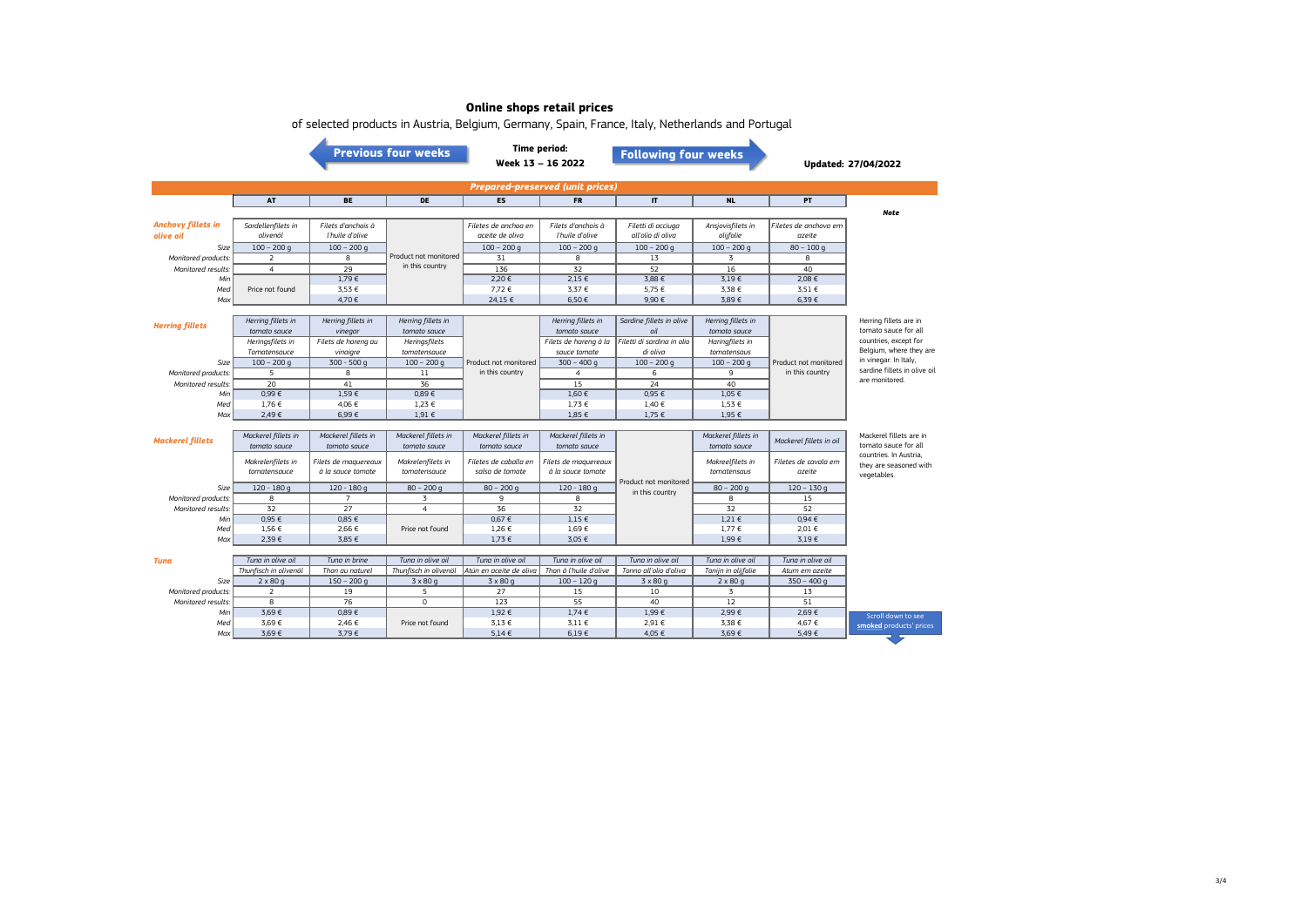# Online shops retail prices

of selected products in Austria, Belgium, Germany, Spain, France, Italy, Netherlands and Portugal

Previous four weeks | **Time period: Week 13 – 16 2022** | Following four weeks

**Updated: 27/04/2022**

## Prepared-preserved (unit prices)

| | AT | BE | DE | ES | FR | IT | NL | PT | Note |
|---|---|---|---|---|---|---|---|---|---|
| ***Anchovy fillets in olive oil*** | *Sardellenfilets in olivenöl* | *Filets d'anchois à l'huile d'olive* | Product not monitored in this country | *Filetes de anchoa en aceite de oliva* | *Filets d'anchois à l'huile d'olive* | *Filetti di acciuga all'olio di oliva* | *Ansjovisfilets in olijfolie* | *Filetes de anchova em azeite* | |
| *Size* | 100 – 200 g | 100 – 200 g | | 100 – 200 g | 100 – 200 g | 100 – 200 g | 100 – 200 g | 80 – 100 g | |
| *Monitored products:* | 2 | 8 | | 31 | 8 | 13 | 3 | 8 | |
| *Monitored results:* | 4 | 29 | | 136 | 32 | 52 | 16 | 40 | |
| *Min* | Price not found | 1,79 € | | 2,20 € | 2,15 € | 3,88 € | 3,19 € | 2,08 € | |
| *Med* | | 3,53 € | | 7,72 € | 3,37 € | 5,75 € | 3,38 € | 3,51 € | |
| *Max* | | 4,70 € | | 24,15 € | 6,50 € | 9,90 € | 3,89 € | 6,39 € | |
| ***Herring fillets*** | *Herring fillets in tomato sauce* / *Heringsfilets in Tomatensauce* | *Herring fillets in vinegar* / *Filets de hareng au vinaigre* | *Herring fillets in tomato sauce* / *Heringsfilets tomatensauce* | Product not monitored in this country | *Herring fillets in tomato sauce* / *Filets de hareng à la sauce tomate* | *Sardine fillets in olive oil* / *Filetti di sardina in olio di oliva* | *Herring fillets in tomato sauce* / *Haringfilets in tomatensaus* | Product not monitored in this country | Herring fillets are in tomato sauce for all countries, except for Belgium, where they are in vinegar. In Italy, sardine fillets in olive oil are monitored. |
| *Size* | 100 – 200 g | 300 – 500 g | 100 – 200 g | | 300 – 400 g | 100 – 200 g | 100 – 200 g | | |
| *Monitored products:* | 5 | 8 | 11 | | 4 | 6 | 9 | | |
| *Monitored results:* | 20 | 41 | 36 | | 15 | 24 | 40 | | |
| *Min* | 0,99 € | 1,59 € | 0,89 € | | 1,60 € | 0,95 € | 1,05 € | | |
| *Med* | 1,76 € | 4,06 € | 1,23 € | | 1,73 € | 1,40 € | 1,53 € | | |
| *Max* | 2,49 € | 6,99 € | 1,91 € | | 1,85 € | 1,75 € | 1,95 € | | |
| ***Mackerel fillets*** | *Mackerel fillets in tomato sauce* / *Makrelenfilets in tomatensauce* | *Mackerel fillets in tomato sauce* / *Filets de maquereaux à la sauce tomate* | *Mackerel fillets in tomato sauce* / *Makrelenfilets in tomatensauce* | *Mackerel fillets in tomato sauce* / *Filetes de caballa en salsa de tomate* | *Mackerel fillets in tomato sauce* / *Filets de maquereaux à la sauce tomate* | Product not monitored in this country | *Mackerel fillets in tomato sauce* / *Makreelfilets in tomatensaus* | *Mackerel fillets in oil* / *Filetes de cavala em azeite* | Mackerel fillets are in tomato sauce for all countries. In Austria, they are seasoned with vegetables. |
| *Size* | 120 – 180 g | 120 – 180 g | 80 – 200 g | 80 – 200 g | 120 – 180 g | | 80 – 200 g | 120 – 130 g | |
| *Monitored products:* | 8 | 7 | 3 | 9 | 8 | | 8 | 15 | |
| *Monitored results:* | 32 | 27 | 4 | 36 | 32 | | 32 | 52 | |
| *Min* | 0,95 € | 0,85 € | Price not found | 0,67 € | 1,15 € | | 1,21 € | 0,94 € | |
| *Med* | 1,56 € | 2,66 € | | 1,26 € | 1,69 € | | 1,77 € | 2,01 € | |
| *Max* | 2,39 € | 3,85 € | | 1,73 € | 3,05 € | | 1,99 € | 3,19 € | |
| ***Tuna*** | *Tuna in olive oil* / *Thunfisch in olivenöl* | *Tuna in brine* / *Thon au naturel* | *Tuna in olive oil* / *Thunfisch in olivenöl* | *Tuna in olive oil* / *Atún en aceite de oliva* | *Tuna in olive oil* / *Thon à l'huile d'olive* | *Tuna in olive oil* / *Tonno all'olio d'oliva* | *Tuna in olive oil* / *Tonijn in olijfolie* | *Tuna in olive oil* / *Atum em azeite* | |
| *Size* | 2 x 80 g | 150 – 200 g | 3 x 80 g | 3 x 80 g | 100 – 120 g | 3 x 80 g | 2 x 80 g | 350 – 400 g | |
| *Monitored products:* | 2 | 19 | 5 | 27 | 15 | 10 | 3 | 13 | |
| *Monitored results:* | 8 | 76 | 0 | 123 | 55 | 40 | 12 | 51 | |
| *Min* | 3,69 € | 0,89 € | Price not found | 1,92 € | 1,74 € | 1,99 € | 2,99 € | 2,69 € | |
| *Med* | 3,69 € | 2,46 € | | 3,13 € | 3,11 € | 2,91 € | 3,38 € | 4,67 € | |
| *Max* | 3,69 € | 3,79 € | | 5,14 € | 6,19 € | 4,05 € | 3,69 € | 5,49 € | |

Scroll down to see smoked products' prices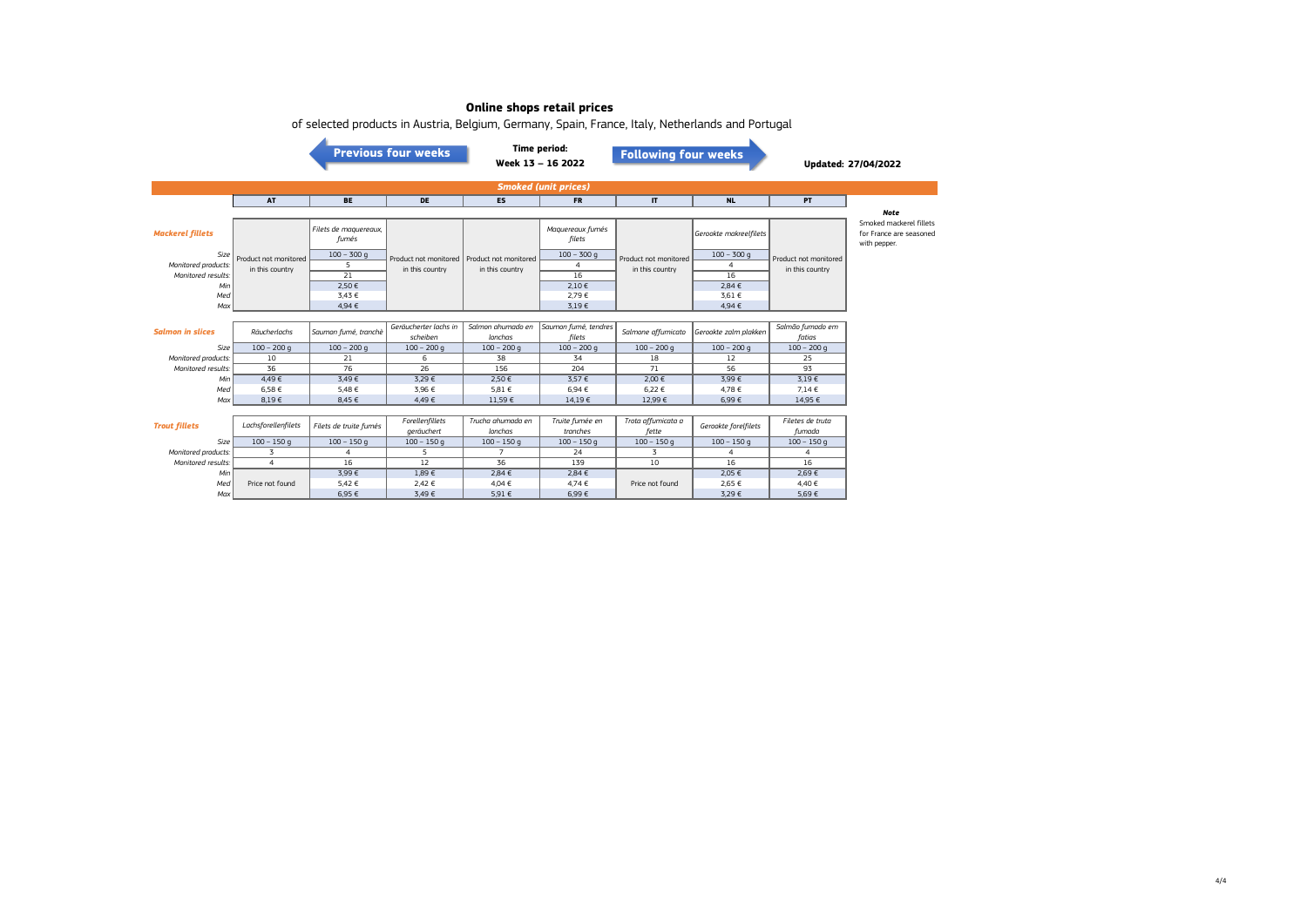# Online shops retail prices

of selected products in Austria, Belgium, Germany, Spain, France, Italy, Netherlands and Portugal

Previous four weeks | **Time period:** Week 13 – 16 2022 | Following four weeks

**Updated: 27/04/2022**

## Smoked (unit prices)

| | AT | BE | DE | ES | FR | IT | NL | PT |
|---|---|---|---|---|---|---|---|---|
| ***Mackerel fillets*** | Product not monitored in this country | *Filets de maquereaux, fumés* | Product not monitored in this country | Product not monitored in this country | *Maquereaux fumés filets* | Product not monitored in this country | *Gerookte makreelfilets* | Product not monitored in this country |
| *Size* | | 100 – 300 g | | | 100 – 300 g | | 100 – 300 g | |
| *Monitored products:* | | 5 | | | 4 | | 4 | |
| *Monitored results:* | | 21 | | | 16 | | 16 | |
| *Min* | | 2,50 € | | | 2,10 € | | 2,84 € | |
| *Med* | | 3,43 € | | | 2,79 € | | 3,61 € | |
| *Max* | | 4,94 € | | | 3,19 € | | 4,94 € | |
| ***Salmon in slices*** | *Räucherlachs* | *Saumon fumé, tranché* | *Geräucherter lachs in scheiben* | *Salmon ahumado en lonchas* | *Saumon fumé, tendres filets* | *Salmone affumicato* | *Gerookte zalm plakken* | *Salmão fumado em fatias* |
| *Size* | 100 – 200 g | 100 – 200 g | 100 – 200 g | 100 – 200 g | 100 – 200 g | 100 – 200 g | 100 – 200 g | 100 – 200 g |
| *Monitored products:* | 10 | 21 | 6 | 38 | 34 | 18 | 12 | 25 |
| *Monitored results:* | 36 | 76 | 26 | 156 | 204 | 71 | 56 | 93 |
| *Min* | 4,49 € | 3,49 € | 3,29 € | 2,50 € | 3,57 € | 2,00 € | 3,99 € | 3,19 € |
| *Med* | 6,58 € | 5,48 € | 3,96 € | 5,81 € | 6,94 € | 6,22 € | 4,78 € | 7,14 € |
| *Max* | 8,19 € | 8,45 € | 4,49 € | 11,59 € | 14,19 € | 12,99 € | 6,99 € | 14,95 € |
| ***Trout fillets*** | *Lachsforellenfilets* | *Filets de truite fumés* | *Forellenfilets geräuchert* | *Trucha ahumado en lonchas* | *Truite fumée en tranches* | *Trota affumicata a fette* | *Gerookte forelfilets* | *Filetes de truta fumada* |
| *Size* | 100 – 150 g | 100 – 150 g | 100 – 150 g | 100 – 150 g | 100 – 150 g | 100 – 150 g | 100 – 150 g | 100 – 150 g |
| *Monitored products:* | 3 | 4 | 5 | 7 | 24 | 3 | 4 | 4 |
| *Monitored results:* | 4 | 16 | 12 | 36 | 139 | 10 | 16 | 16 |
| *Min* | Price not found | 3,99 € | 1,89 € | 2,84 € | 2,84 € | Price not found | 2,05 € | 2,69 € |
| *Med* | | 5,42 € | 2,42 € | 4,04 € | 4,74 € | | 2,65 € | 4,40 € |
| *Max* | | 6,95 € | 3,49 € | 5,91 € | 6,99 € | | 3,29 € | 5,69 € |

***Note***

Smoked mackerel fillets for France are seasoned with pepper.